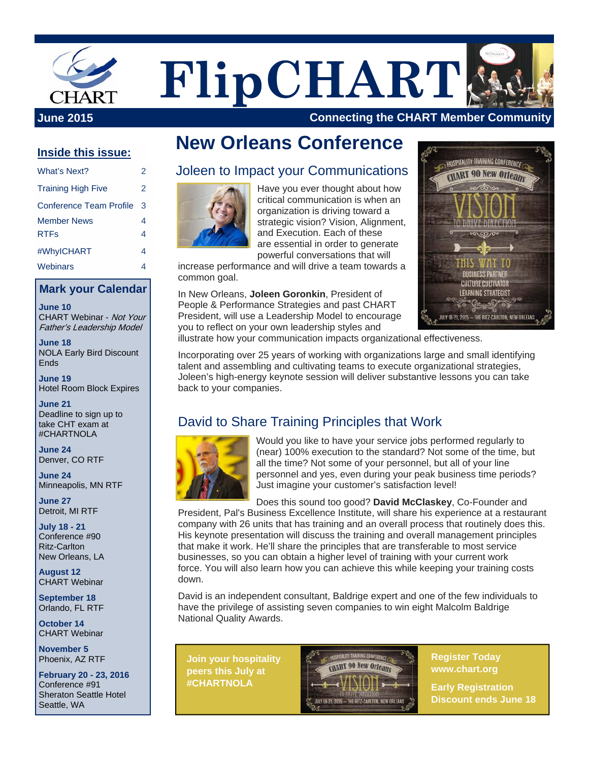# FlipCHART

**June 2015** — **Connecting the CHART Member Community**

## Inside this issue:

| | |
|---|---|
| What's Next? | 2 |
| Training High Five | 2 |
| Conference Team Profile | 3 |
| Member News | 4 |
| RTFs | 4 |
| #WhyICHART | 4 |
| Webinars | 4 |

## Mark your Calendar

**June 10**
CHART Webinar - *Not Your Father's Leadership Model*

**June 18**
NOLA Early Bird Discount Ends

**June 19**
Hotel Room Block Expires

**June 21**
Deadline to sign up to take CHT exam at #CHARTNOLA

**June 24**
Denver, CO RTF

**June 24**
Minneapolis, MN RTF

**June 27**
Detroit, MI RTF

**July 18 - 21**
Conference #90
Ritz-Carlton
New Orleans, LA

**August 12**
CHART Webinar

**September 18**
Orlando, FL RTF

**October 14**
CHART Webinar

**November 5**
Phoenix, AZ RTF

**February 20 - 23, 2016**
Conference #91
Sheraton Seattle Hotel
Seattle, WA

# New Orleans Conference

## Joleen to Impact your Communications

Have you ever thought about how critical communication is when an organization is driving toward a strategic vision? Vision, Alignment, and Execution. Each of these are essential in order to generate powerful conversations that will increase performance and will drive a team towards a common goal.

In New Orleans, **Joleen Goronkin**, President of People & Performance Strategies and past CHART President, will use a Leadership Model to encourage you to reflect on your own leadership styles and illustrate how your communication impacts organizational effectiveness.

Incorporating over 25 years of working with organizations large and small identifying talent and assembling and cultivating teams to execute organizational strategies, Joleen's high-energy keynote session will deliver substantive lessons you can take back to your companies.

## David to Share Training Principles that Work

Would you like to have your service jobs performed regularly to (near) 100% execution to the standard? Not some of the time, but all the time? Not some of your personnel, but all of your line personnel and yes, even during your peak business time periods? Just imagine your customer's satisfaction level!

Does this sound too good? **David McClaskey**, Co-Founder and President, Pal's Business Excellence Institute, will share his experience at a restaurant company with 26 units that has training and an overall process that routinely does this. His keynote presentation will discuss the training and overall management principles that make it work. He'll share the principles that are transferable to most service businesses, so you can obtain a higher level of training with your current work force. You will also learn how you can achieve this while keeping your training costs down.

David is an independent consultant, Baldrige expert and one of the few individuals to have the privilege of assisting seven companies to win eight Malcolm Baldrige National Quality Awards.

**Join your hospitality peers this July at #CHARTNOLA**

**Register Today**
**www.chart.org**

**Early Registration Discount ends June 18**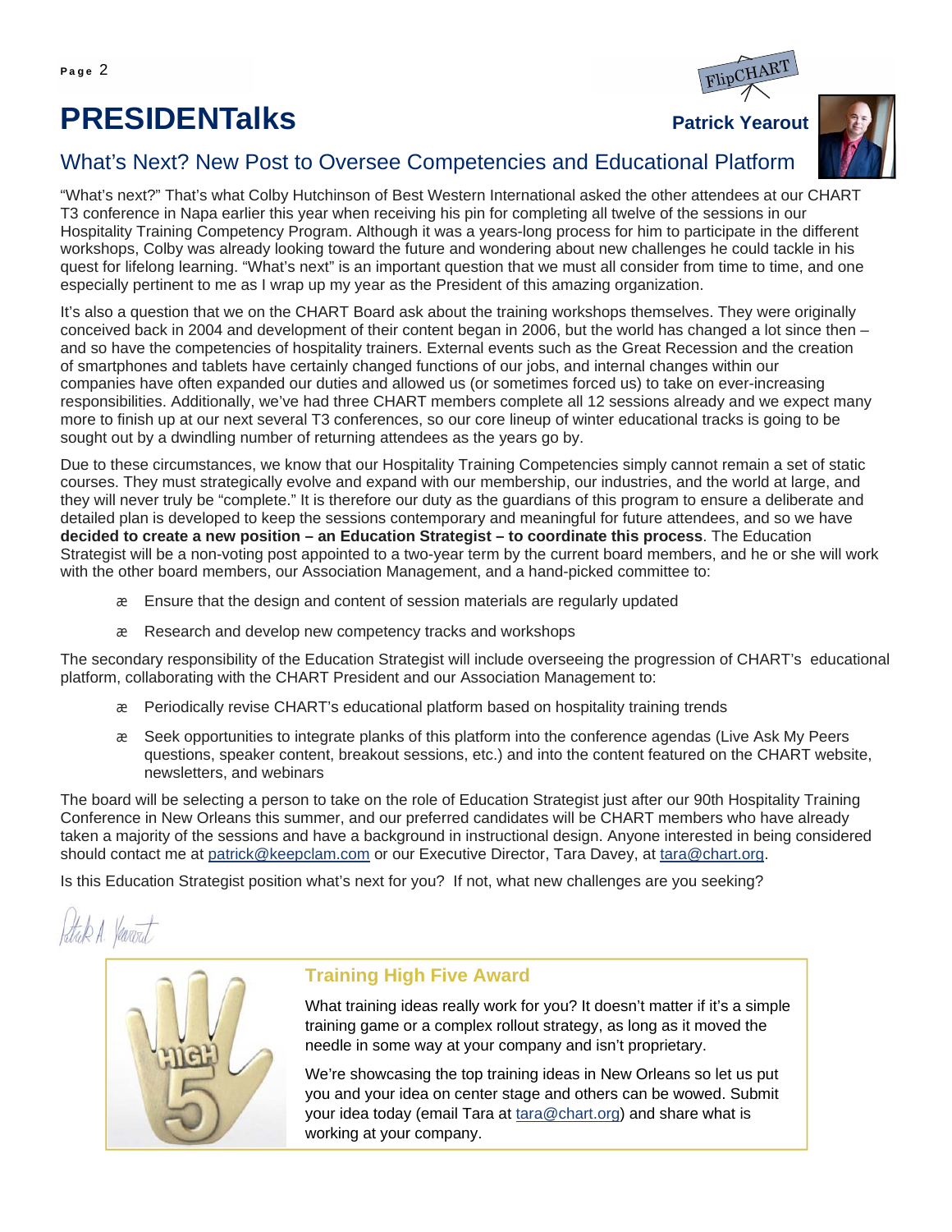# PRESIDENTalks

**Patrick Yearout**

## What's Next? New Post to Oversee Competencies and Educational Platform

"What's next?" That's what Colby Hutchinson of Best Western International asked the other attendees at our CHART T3 conference in Napa earlier this year when receiving his pin for completing all twelve of the sessions in our Hospitality Training Competency Program. Although it was a years-long process for him to participate in the different workshops, Colby was already looking toward the future and wondering about new challenges he could tackle in his quest for lifelong learning. "What's next" is an important question that we must all consider from time to time, and one especially pertinent to me as I wrap up my year as the President of this amazing organization.

It's also a question that we on the CHART Board ask about the training workshops themselves. They were originally conceived back in 2004 and development of their content began in 2006, but the world has changed a lot since then – and so have the competencies of hospitality trainers. External events such as the Great Recession and the creation of smartphones and tablets have certainly changed functions of our jobs, and internal changes within our companies have often expanded our duties and allowed us (or sometimes forced us) to take on ever-increasing responsibilities. Additionally, we've had three CHART members complete all 12 sessions already and we expect many more to finish up at our next several T3 conferences, so our core lineup of winter educational tracks is going to be sought out by a dwindling number of returning attendees as the years go by.

Due to these circumstances, we know that our Hospitality Training Competencies simply cannot remain a set of static courses. They must strategically evolve and expand with our membership, our industries, and the world at large, and they will never truly be "complete." It is therefore our duty as the guardians of this program to ensure a deliberate and detailed plan is developed to keep the sessions contemporary and meaningful for future attendees, and so we have **decided to create a new position – an Education Strategist – to coordinate this process**. The Education Strategist will be a non-voting post appointed to a two-year term by the current board members, and he or she will work with the other board members, our Association Management, and a hand-picked committee to:

- Ensure that the design and content of session materials are regularly updated
- Research and develop new competency tracks and workshops

The secondary responsibility of the Education Strategist will include overseeing the progression of CHART's educational platform, collaborating with the CHART President and our Association Management to:

- Periodically revise CHART's educational platform based on hospitality training trends
- Seek opportunities to integrate planks of this platform into the conference agendas (Live Ask My Peers questions, speaker content, breakout sessions, etc.) and into the content featured on the CHART website, newsletters, and webinars

The board will be selecting a person to take on the role of Education Strategist just after our 90th Hospitality Training Conference in New Orleans this summer, and our preferred candidates will be CHART members who have already taken a majority of the sessions and have a background in instructional design. Anyone interested in being considered should contact me at patrick@keepclam.com or our Executive Director, Tara Davey, at tara@chart.org.

Is this Education Strategist position what's next for you? If not, what new challenges are you seeking?

Patrick A. Yearout

### Training High Five Award

What training ideas really work for you? It doesn't matter if it's a simple training game or a complex rollout strategy, as long as it moved the needle in some way at your company and isn't proprietary.

We're showcasing the top training ideas in New Orleans so let us put you and your idea on center stage and others can be wowed. Submit your idea today (email Tara at tara@chart.org) and share what is working at your company.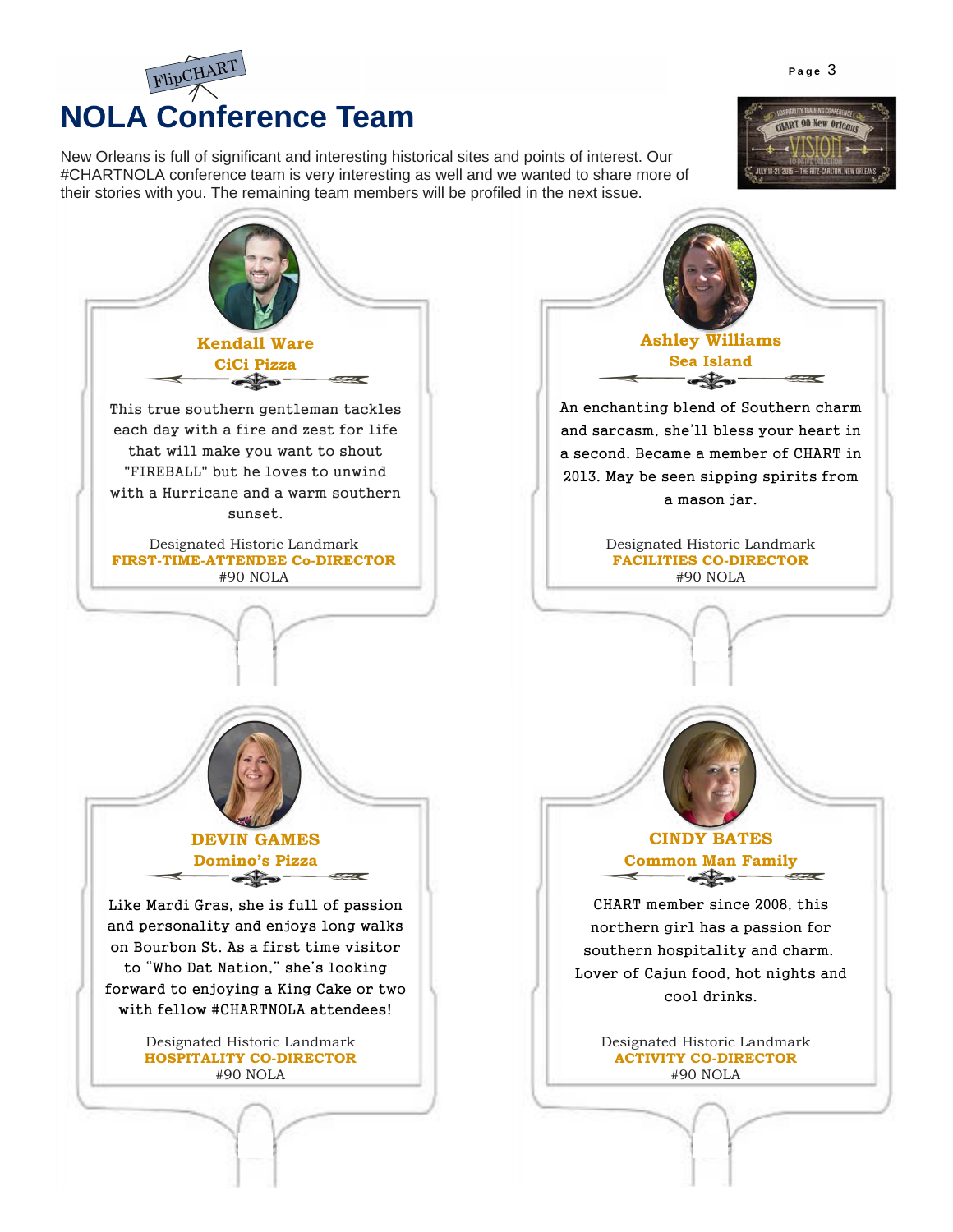FlipCHART

# NOLA Conference Team

New Orleans is full of significant and interesting historical sites and points of interest. Our #CHARTNOLA conference team is very interesting as well and we wanted to share more of their stories with you. The remaining team members will be profiled in the next issue.

### Kendall Ware
**CiCi Pizza**

This true southern gentleman tackles each day with a fire and zest for life that will make you want to shout "FIREBALL" but he loves to unwind with a Hurricane and a warm southern sunset.

Designated Historic Landmark
**FIRST-TIME-ATTENDEE Co-DIRECTOR**
#90 NOLA

### Ashley Williams
**Sea Island**

An enchanting blend of Southern charm and sarcasm, she'll bless your heart in a second. Became a member of CHART in 2013. May be seen sipping spirits from a mason jar.

Designated Historic Landmark
**FACILITIES CO-DIRECTOR**
#90 NOLA

### DEVIN GAMES
**Domino's Pizza**

Like Mardi Gras, she is full of passion and personality and enjoys long walks on Bourbon St. As a first time visitor to "Who Dat Nation," she's looking forward to enjoying a King Cake or two with fellow #CHARTNOLA attendees!

Designated Historic Landmark
**HOSPITALITY CO-DIRECTOR**
#90 NOLA

### CINDY BATES
**Common Man Family**

CHART member since 2008, this northern girl has a passion for southern hospitality and charm. Lover of Cajun food, hot nights and cool drinks.

Designated Historic Landmark
**ACTIVITY CO-DIRECTOR**
#90 NOLA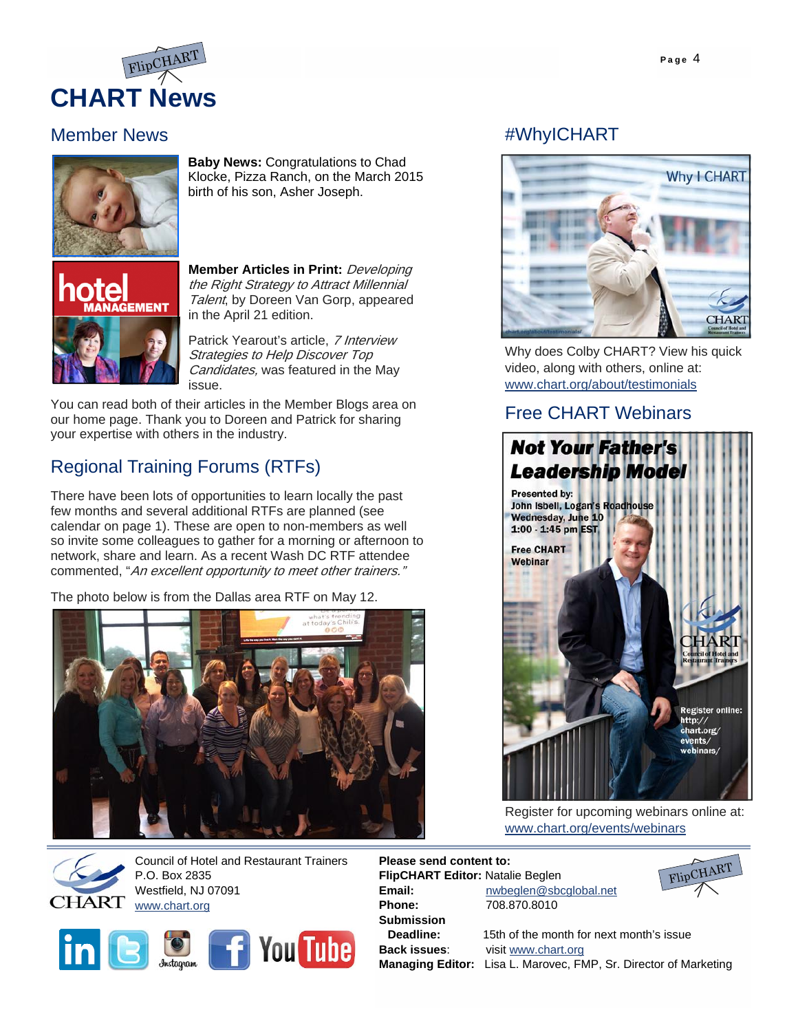# CHART News

## Member News

**Baby News:** Congratulations to Chad Klocke, Pizza Ranch, on the March 2015 birth of his son, Asher Joseph.

**Member Articles in Print:** *Developing the Right Strategy to Attract Millennial Talent*, by Doreen Van Gorp, appeared in the April 21 edition.

Patrick Yearout's article, *7 Interview Strategies to Help Discover Top Candidates,* was featured in the May issue.

You can read both of their articles in the Member Blogs area on our home page. Thank you to Doreen and Patrick for sharing your expertise with others in the industry.

## Regional Training Forums (RTFs)

There have been lots of opportunities to learn locally the past few months and several additional RTFs are planned (see calendar on page 1). These are open to non-members as well so invite some colleagues to gather for a morning or afternoon to network, share and learn. As a recent Wash DC RTF attendee commented, "*An excellent opportunity to meet other trainers."*

The photo below is from the Dallas area RTF on May 12.

## #WhyICHART

Why does Colby CHART? View his quick video, along with others, online at: www.chart.org/about/testimonials

## Free CHART Webinars

**Not Your Father's Leadership Model**

Presented by:
John Isbell, Logan's Roadhouse
Wednesday, June 10
1:00 - 1:45 pm EST

Free CHART Webinar

Register online: http://chart.org/events/webinars/

Register for upcoming webinars online at: www.chart.org/events/webinars

---

Council of Hotel and Restaurant Trainers
P.O. Box 2835
Westfield, NJ 07091
www.chart.org

**Please send content to:**
**FlipCHART Editor:** Natalie Beglen
**Email:** nwbeglen@sbcglobal.net
**Phone:** 708.870.8010
**Submission Deadline:** 15th of the month for next month's issue
**Back issues**: visit www.chart.org
**Managing Editor:** Lisa L. Marovec, FMP, Sr. Director of Marketing